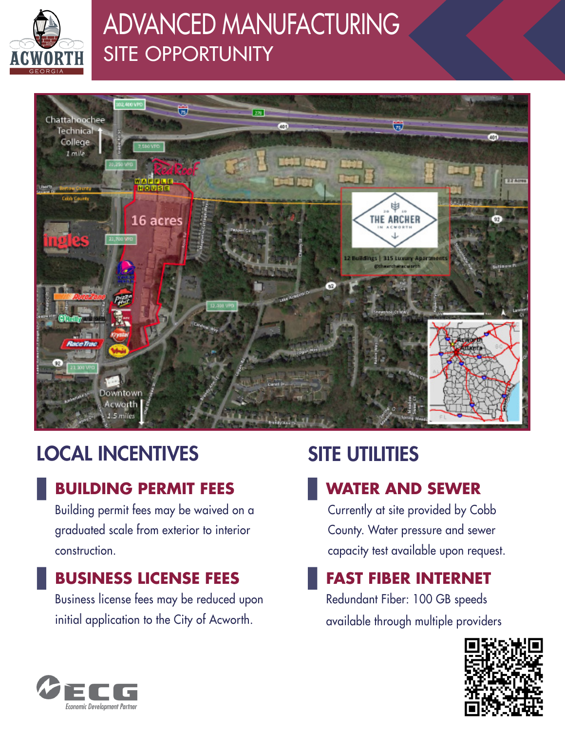# ADVANCED MANUFACTURING
## SITE OPPORTUNITY

## LOCAL INCENTIVES

### BUILDING PERMIT FEES

Building permit fees may be waived on a graduated scale from exterior to interior construction.

### BUSINESS LICENSE FEES

Business license fees may be reduced upon initial application to the City of Acworth.

## SITE UTILITIES

### WATER AND SEWER

Currently at site provided by Cobb County. Water pressure and sewer capacity test available upon request.

### FAST FIBER INTERNET

Redundant Fiber: 100 GB speeds available through multiple providers

ECG
Economic Development Partner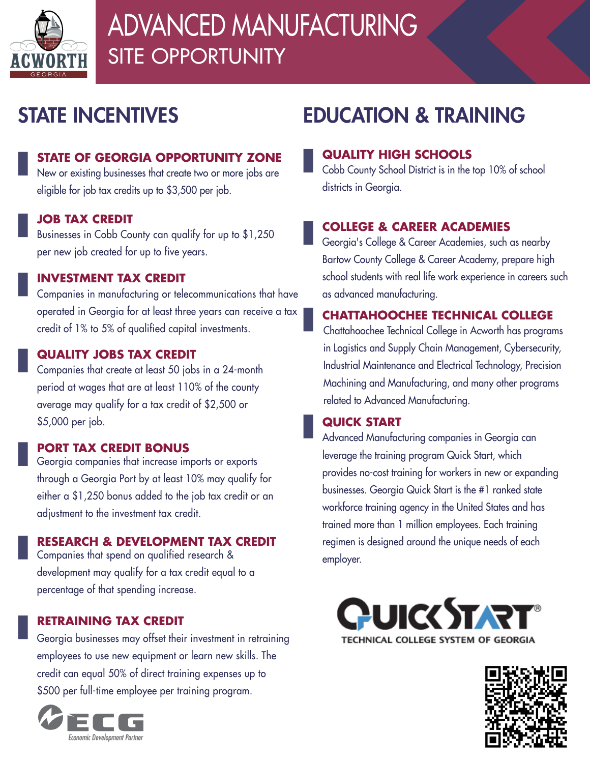# ADVANCED MANUFACTURING
## SITE OPPORTUNITY

## STATE INCENTIVES

### STATE OF GEORGIA OPPORTUNITY ZONE
New or existing businesses that create two or more jobs are eligible for job tax credits up to $3,500 per job.

### JOB TAX CREDIT
Businesses in Cobb County can qualify for up to $1,250 per new job created for up to five years.

### INVESTMENT TAX CREDIT
Companies in manufacturing or telecommunications that have operated in Georgia for at least three years can receive a tax credit of 1% to 5% of qualified capital investments.

### QUALITY JOBS TAX CREDIT
Companies that create at least 50 jobs in a 24-month period at wages that are at least 110% of the county average may qualify for a tax credit of $2,500 or $5,000 per job.

### PORT TAX CREDIT BONUS
Georgia companies that increase imports or exports through a Georgia Port by at least 10% may qualify for either a $1,250 bonus added to the job tax credit or an adjustment to the investment tax credit.

### RESEARCH & DEVELOPMENT TAX CREDIT
Companies that spend on qualified research & development may qualify for a tax credit equal to a percentage of that spending increase.

### RETRAINING TAX CREDIT
Georgia businesses may offset their investment in retraining employees to use new equipment or learn new skills. The credit can equal 50% of direct training expenses up to $500 per full-time employee per training program.

ECG Economic Development Partner

## EDUCATION & TRAINING

### QUALITY HIGH SCHOOLS
Cobb County School District is in the top 10% of school districts in Georgia.

### COLLEGE & CAREER ACADEMIES
Georgia's College & Career Academies, such as nearby Bartow County College & Career Academy, prepare high school students with real life work experience in careers such as advanced manufacturing.

### CHATTAHOOCHEE TECHNICAL COLLEGE
Chattahoochee Technical College in Acworth has programs in Logistics and Supply Chain Management, Cybersecurity, Industrial Maintenance and Electrical Technology, Precision Machining and Manufacturing, and many other programs related to Advanced Manufacturing.

### QUICK START
Advanced Manufacturing companies in Georgia can leverage the training program Quick Start, which provides no-cost training for workers in new or expanding businesses. Georgia Quick Start is the #1 ranked state workforce training agency in the United States and has trained more than 1 million employees. Each training regimen is designed around the unique needs of each employer.

QUICKSTART® TECHNICAL COLLEGE SYSTEM OF GEORGIA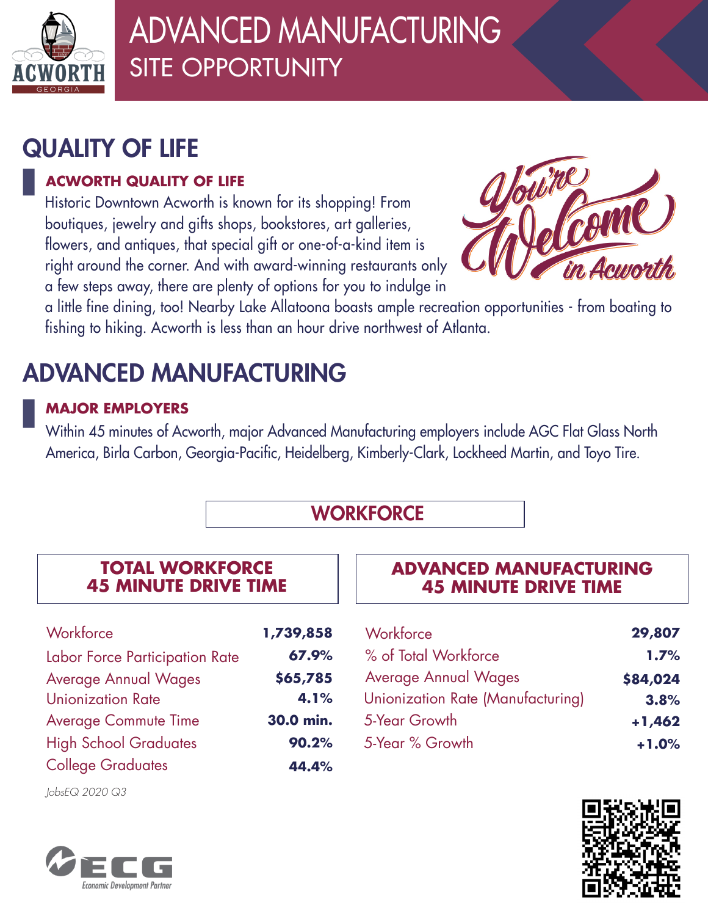# ADVANCED MANUFACTURING
## SITE OPPORTUNITY

## QUALITY OF LIFE

### ACWORTH QUALITY OF LIFE

Historic Downtown Acworth is known for its shopping! From boutiques, jewelry and gifts shops, bookstores, art galleries, flowers, and antiques, that special gift or one-of-a-kind item is right around the corner. And with award-winning restaurants only a few steps away, there are plenty of options for you to indulge in a little fine dining, too! Nearby Lake Allatoona boasts ample recreation opportunities - from boating to fishing to hiking. Acworth is less than an hour drive northwest of Atlanta.

You're Welcome in Acworth

## ADVANCED MANUFACTURING

### MAJOR EMPLOYERS

Within 45 minutes of Acworth, major Advanced Manufacturing employers include AGC Flat Glass North America, Birla Carbon, Georgia-Pacific, Heidelberg, Kimberly-Clark, Lockheed Martin, and Toyo Tire.

## WORKFORCE

### TOTAL WORKFORCE 45 MINUTE DRIVE TIME

| | |
|---|---|
| Workforce | 1,739,858 |
| Labor Force Participation Rate | 67.9% |
| Average Annual Wages | $65,785 |
| Unionization Rate | 4.1% |
| Average Commute Time | 30.0 min. |
| High School Graduates | 90.2% |
| College Graduates | 44.4% |

### ADVANCED MANUFACTURING 45 MINUTE DRIVE TIME

| | |
|---|---|
| Workforce | 29,807 |
| % of Total Workforce | 1.7% |
| Average Annual Wages | $84,024 |
| Unionization Rate (Manufacturing) | 3.8% |
| 5-Year Growth | +1,462 |
| 5-Year % Growth | +1.0% |

*JobsEQ 2020 Q3*

ECG Economic Development Partner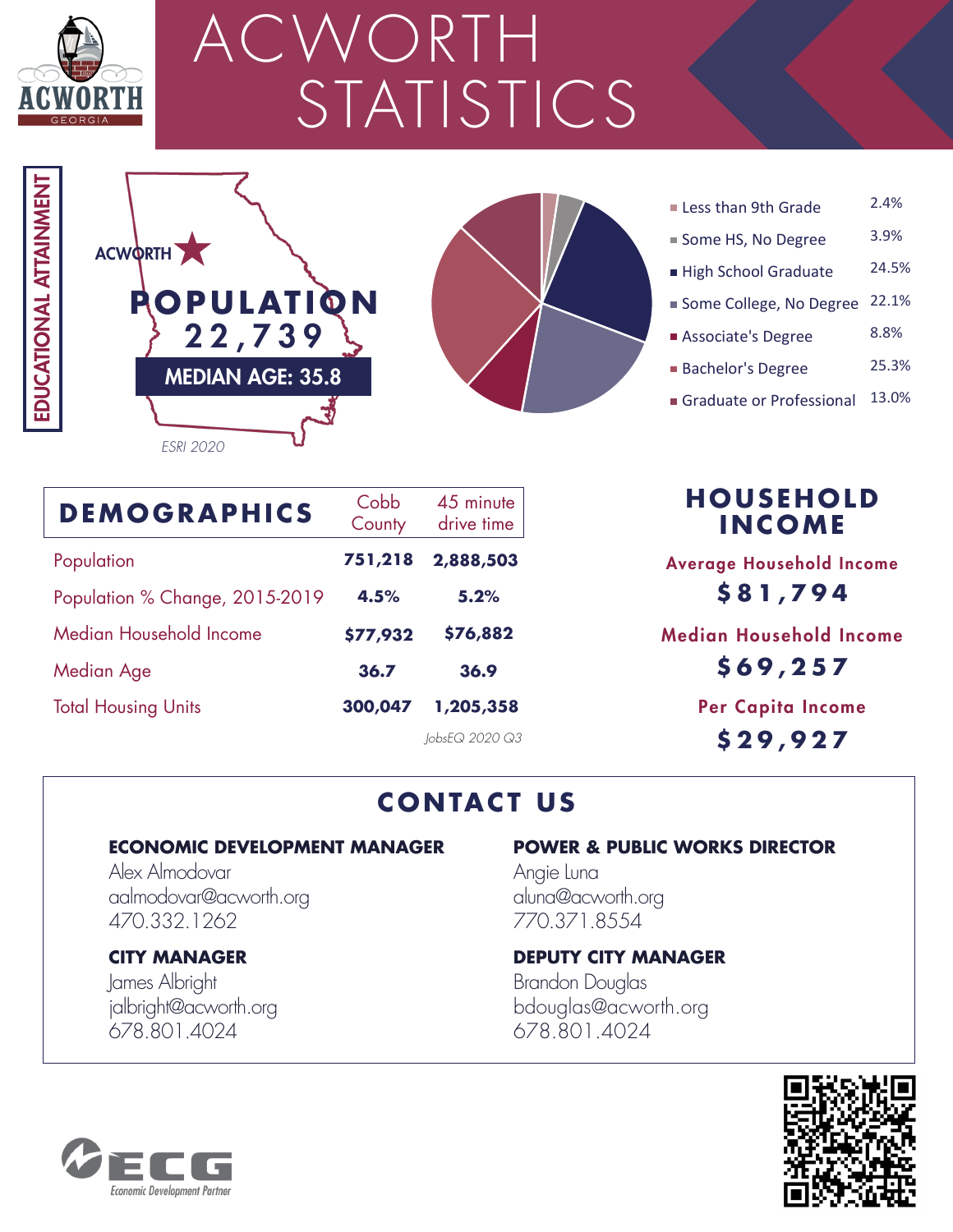# ACWORTH STATISTICS

ACWORTH GEORGIA

## EDUCATIONAL ATTAINMENT

ACWORTH

**POPULATION 22,739**

**MEDIAN AGE: 35.8**

*ESRI 2020*

Less than 9th Grade 2.4%
Some HS, No Degree 3.9%
High School Graduate 24.5%
Some College, No Degree 22.1%
Associate's Degree 8.8%
Bachelor's Degree 25.3%
Graduate or Professional 13.0%

## DEMOGRAPHICS

| DEMOGRAPHICS | Cobb County | 45 minute drive time |
|---|---|---|
| Population | **751,218** | **2,888,503** |
| Population % Change, 2015-2019 | **4.5%** | **5.2%** |
| Median Household Income | **$77,932** | **$76,882** |
| Median Age | **36.7** | **36.9** |
| Total Housing Units | **300,047** | **1,205,358** |

*JobsEQ 2020 Q3*

## HOUSEHOLD INCOME

Average Household Income
**$81,794**

Median Household Income
**$69,257**

Per Capita Income
**$29,927**

## CONTACT US

**ECONOMIC DEVELOPMENT MANAGER**
Alex Almodovar
aalmodovar@acworth.org
470.332.1262

**POWER & PUBLIC WORKS DIRECTOR**
Angie Luna
aluna@acworth.org
770.371.8554

**CITY MANAGER**
James Albright
jalbright@acworth.org
678.801.4024

**DEPUTY CITY MANAGER**
Brandon Douglas
bdouglas@acworth.org
678.801.4024

ECG Economic Development Partner